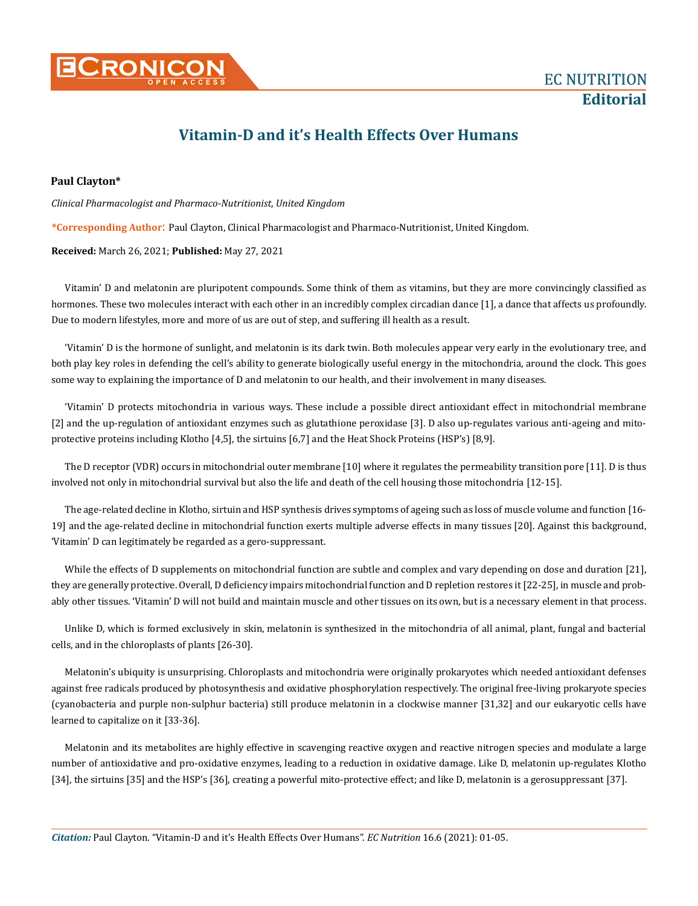EC NUTRITION

**Editorial**

# Vitamin-D and it's Health Effects Over Humans

**Paul Clayton***

*Clinical Pharmacologist and Pharmaco-Nutritionist, United Kingdom*

***Corresponding Author**: Paul Clayton, Clinical Pharmacologist and Pharmaco-Nutritionist, United Kingdom.

**Received:** March 26, 2021; **Published:** May 27, 2021

Vitamin' D and melatonin are pluripotent compounds. Some think of them as vitamins, but they are more convincingly classified as hormones. These two molecules interact with each other in an incredibly complex circadian dance [1], a dance that affects us profoundly. Due to modern lifestyles, more and more of us are out of step, and suffering ill health as a result.

'Vitamin' D is the hormone of sunlight, and melatonin is its dark twin. Both molecules appear very early in the evolutionary tree, and both play key roles in defending the cell's ability to generate biologically useful energy in the mitochondria, around the clock. This goes some way to explaining the importance of D and melatonin to our health, and their involvement in many diseases.

'Vitamin' D protects mitochondria in various ways. These include a possible direct antioxidant effect in mitochondrial membrane [2] and the up-regulation of antioxidant enzymes such as glutathione peroxidase [3]. D also up-regulates various anti-ageing and mito-protective proteins including Klotho [4,5], the sirtuins [6,7] and the Heat Shock Proteins (HSP's) [8,9].

The D receptor (VDR) occurs in mitochondrial outer membrane [10] where it regulates the permeability transition pore [11]. D is thus involved not only in mitochondrial survival but also the life and death of the cell housing those mitochondria [12-15].

The age-related decline in Klotho, sirtuin and HSP synthesis drives symptoms of ageing such as loss of muscle volume and function [16-19] and the age-related decline in mitochondrial function exerts multiple adverse effects in many tissues [20]. Against this background, 'Vitamin' D can legitimately be regarded as a gero-suppressant.

While the effects of D supplements on mitochondrial function are subtle and complex and vary depending on dose and duration [21], they are generally protective. Overall, D deficiency impairs mitochondrial function and D repletion restores it [22-25], in muscle and probably other tissues. 'Vitamin' D will not build and maintain muscle and other tissues on its own, but is a necessary element in that process.

Unlike D, which is formed exclusively in skin, melatonin is synthesized in the mitochondria of all animal, plant, fungal and bacterial cells, and in the chloroplasts of plants [26-30].

Melatonin's ubiquity is unsurprising. Chloroplasts and mitochondria were originally prokaryotes which needed antioxidant defenses against free radicals produced by photosynthesis and oxidative phosphorylation respectively. The original free-living prokaryote species (cyanobacteria and purple non-sulphur bacteria) still produce melatonin in a clockwise manner [31,32] and our eukaryotic cells have learned to capitalize on it [33-36].

Melatonin and its metabolites are highly effective in scavenging reactive oxygen and reactive nitrogen species and modulate a large number of antioxidative and pro-oxidative enzymes, leading to a reduction in oxidative damage. Like D, melatonin up-regulates Klotho [34], the sirtuins [35] and the HSP's [36], creating a powerful mito-protective effect; and like D, melatonin is a gerosuppressant [37].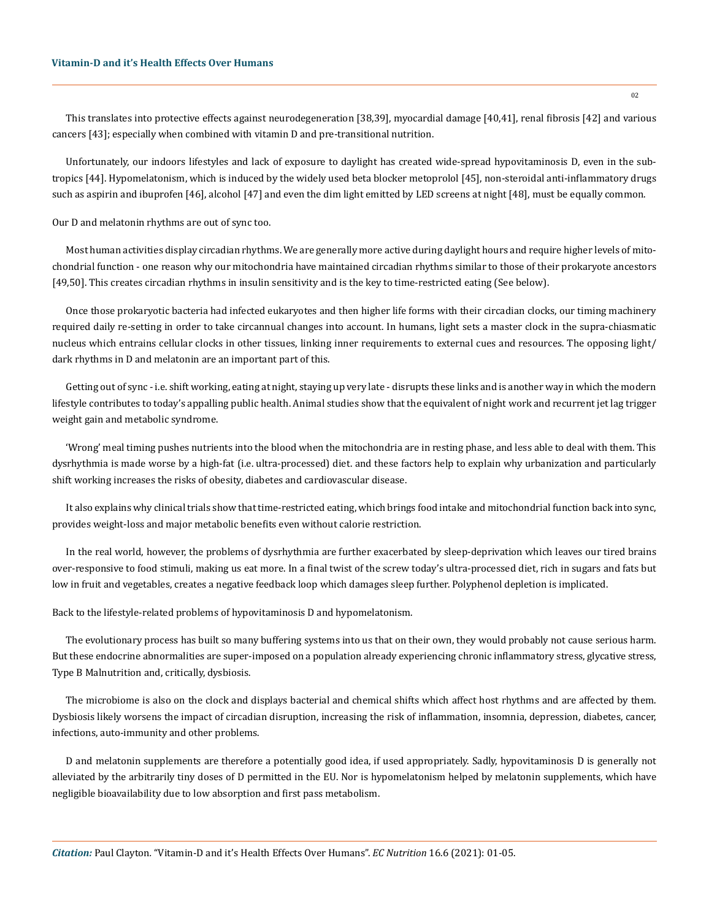This translates into protective effects against neurodegeneration [38,39], myocardial damage [40,41], renal fibrosis [42] and various cancers [43]; especially when combined with vitamin D and pre-transitional nutrition.

Unfortunately, our indoors lifestyles and lack of exposure to daylight has created wide-spread hypovitaminosis D, even in the sub-tropics [44]. Hypomelatonism, which is induced by the widely used beta blocker metoprolol [45], non-steroidal anti-inflammatory drugs such as aspirin and ibuprofen [46], alcohol [47] and even the dim light emitted by LED screens at night [48], must be equally common.

Our D and melatonin rhythms are out of sync too.

Most human activities display circadian rhythms. We are generally more active during daylight hours and require higher levels of mitochondrial function - one reason why our mitochondria have maintained circadian rhythms similar to those of their prokaryote ancestors [49,50]. This creates circadian rhythms in insulin sensitivity and is the key to time-restricted eating (See below).

Once those prokaryotic bacteria had infected eukaryotes and then higher life forms with their circadian clocks, our timing machinery required daily re-setting in order to take circannual changes into account. In humans, light sets a master clock in the supra-chiasmatic nucleus which entrains cellular clocks in other tissues, linking inner requirements to external cues and resources. The opposing light/dark rhythms in D and melatonin are an important part of this.

Getting out of sync - i.e. shift working, eating at night, staying up very late - disrupts these links and is another way in which the modern lifestyle contributes to today's appalling public health. Animal studies show that the equivalent of night work and recurrent jet lag trigger weight gain and metabolic syndrome.

'Wrong' meal timing pushes nutrients into the blood when the mitochondria are in resting phase, and less able to deal with them. This dysrhythmia is made worse by a high-fat (i.e. ultra-processed) diet. and these factors help to explain why urbanization and particularly shift working increases the risks of obesity, diabetes and cardiovascular disease.

It also explains why clinical trials show that time-restricted eating, which brings food intake and mitochondrial function back into sync, provides weight-loss and major metabolic benefits even without calorie restriction.

In the real world, however, the problems of dysrhythmia are further exacerbated by sleep-deprivation which leaves our tired brains over-responsive to food stimuli, making us eat more. In a final twist of the screw today's ultra-processed diet, rich in sugars and fats but low in fruit and vegetables, creates a negative feedback loop which damages sleep further. Polyphenol depletion is implicated.

Back to the lifestyle-related problems of hypovitaminosis D and hypomelatonism.

The evolutionary process has built so many buffering systems into us that on their own, they would probably not cause serious harm. But these endocrine abnormalities are super-imposed on a population already experiencing chronic inflammatory stress, glycative stress, Type B Malnutrition and, critically, dysbiosis.

The microbiome is also on the clock and displays bacterial and chemical shifts which affect host rhythms and are affected by them. Dysbiosis likely worsens the impact of circadian disruption, increasing the risk of inflammation, insomnia, depression, diabetes, cancer, infections, auto-immunity and other problems.

D and melatonin supplements are therefore a potentially good idea, if used appropriately. Sadly, hypovitaminosis D is generally not alleviated by the arbitrarily tiny doses of D permitted in the EU. Nor is hypomelatonism helped by melatonin supplements, which have negligible bioavailability due to low absorption and first pass metabolism.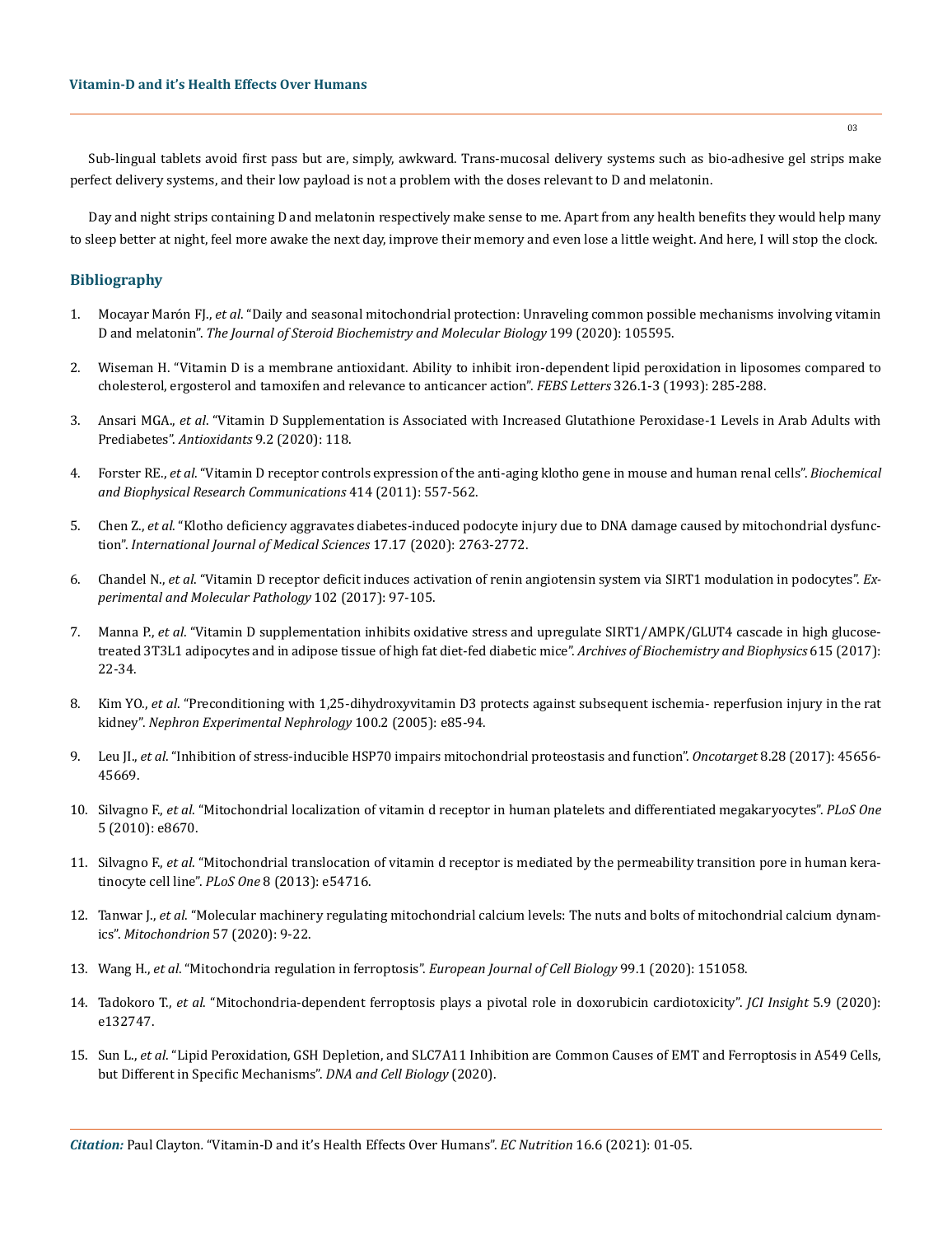Sub-lingual tablets avoid first pass but are, simply, awkward. Trans-mucosal delivery systems such as bio-adhesive gel strips make perfect delivery systems, and their low payload is not a problem with the doses relevant to D and melatonin.

Day and night strips containing D and melatonin respectively make sense to me. Apart from any health benefits they would help many to sleep better at night, feel more awake the next day, improve their memory and even lose a little weight. And here, I will stop the clock.

## Bibliography

1. Mocayar Marón FJ., *et al*. "Daily and seasonal mitochondrial protection: Unraveling common possible mechanisms involving vitamin D and melatonin". *The Journal of Steroid Biochemistry and Molecular Biology* 199 (2020): 105595.
2. Wiseman H. "Vitamin D is a membrane antioxidant. Ability to inhibit iron-dependent lipid peroxidation in liposomes compared to cholesterol, ergosterol and tamoxifen and relevance to anticancer action". *FEBS Letters* 326.1-3 (1993): 285-288.
3. Ansari MGA., *et al*. "Vitamin D Supplementation is Associated with Increased Glutathione Peroxidase-1 Levels in Arab Adults with Prediabetes". *Antioxidants* 9.2 (2020): 118.
4. Forster RE., *et al*. "Vitamin D receptor controls expression of the anti-aging klotho gene in mouse and human renal cells". *Biochemical and Biophysical Research Communications* 414 (2011): 557-562.
5. Chen Z., *et al*. "Klotho deficiency aggravates diabetes-induced podocyte injury due to DNA damage caused by mitochondrial dysfunction". *International Journal of Medical Sciences* 17.17 (2020): 2763-2772.
6. Chandel N., *et al*. "Vitamin D receptor deficit induces activation of renin angiotensin system via SIRT1 modulation in podocytes". *Experimental and Molecular Pathology* 102 (2017): 97-105.
7. Manna P., *et al*. "Vitamin D supplementation inhibits oxidative stress and upregulate SIRT1/AMPK/GLUT4 cascade in high glucose-treated 3T3L1 adipocytes and in adipose tissue of high fat diet-fed diabetic mice". *Archives of Biochemistry and Biophysics* 615 (2017): 22-34.
8. Kim YO., *et al*. "Preconditioning with 1,25-dihydroxyvitamin D3 protects against subsequent ischemia- reperfusion injury in the rat kidney". *Nephron Experimental Nephrology* 100.2 (2005): e85-94.
9. Leu JI., *et al*. "Inhibition of stress-inducible HSP70 impairs mitochondrial proteostasis and function". *Oncotarget* 8.28 (2017): 45656-45669.
10. Silvagno F., *et al*. "Mitochondrial localization of vitamin d receptor in human platelets and differentiated megakaryocytes". *PLoS One* 5 (2010): e8670.
11. Silvagno F., *et al*. "Mitochondrial translocation of vitamin d receptor is mediated by the permeability transition pore in human keratinocyte cell line". *PLoS One* 8 (2013): e54716.
12. Tanwar J., *et al*. "Molecular machinery regulating mitochondrial calcium levels: The nuts and bolts of mitochondrial calcium dynamics". *Mitochondrion* 57 (2020): 9-22.
13. Wang H., *et al*. "Mitochondria regulation in ferroptosis". *European Journal of Cell Biology* 99.1 (2020): 151058.
14. Tadokoro T., *et al*. "Mitochondria-dependent ferroptosis plays a pivotal role in doxorubicin cardiotoxicity". *JCI Insight* 5.9 (2020): e132747.
15. Sun L., *et al*. "Lipid Peroxidation, GSH Depletion, and SLC7A11 Inhibition are Common Causes of EMT and Ferroptosis in A549 Cells, but Different in Specific Mechanisms". *DNA and Cell Biology* (2020).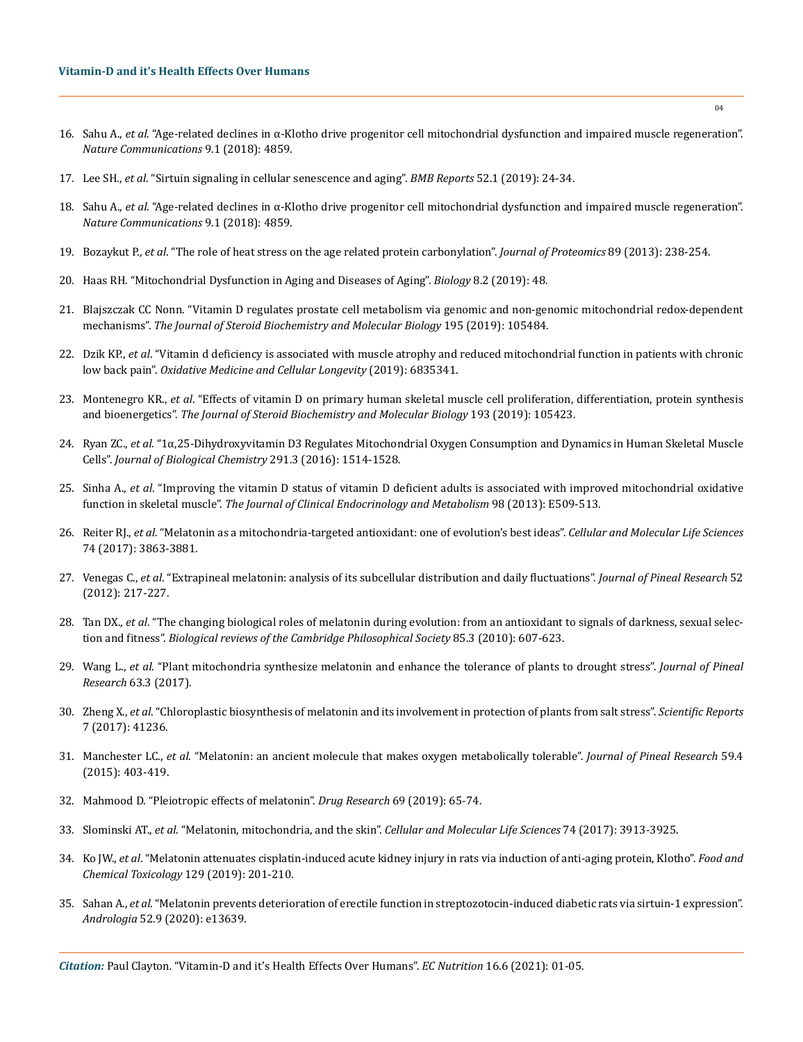16. Sahu A., *et al*. "Age-related declines in α-Klotho drive progenitor cell mitochondrial dysfunction and impaired muscle regeneration". *Nature Communications* 9.1 (2018): 4859.
17. Lee SH., *et al*. "Sirtuin signaling in cellular senescence and aging". *BMB Reports* 52.1 (2019): 24-34.
18. Sahu A., *et al*. "Age-related declines in α-Klotho drive progenitor cell mitochondrial dysfunction and impaired muscle regeneration". *Nature Communications* 9.1 (2018): 4859.
19. Bozaykut P., *et al*. "The role of heat stress on the age related protein carbonylation". *Journal of Proteomics* 89 (2013): 238-254.
20. Haas RH. "Mitochondrial Dysfunction in Aging and Diseases of Aging". *Biology* 8.2 (2019): 48.
21. Blajszczak CC Nonn. "Vitamin D regulates prostate cell metabolism via genomic and non-genomic mitochondrial redox-dependent mechanisms". *The Journal of Steroid Biochemistry and Molecular Biology* 195 (2019): 105484.
22. Dzik KP., *et al*. "Vitamin d deficiency is associated with muscle atrophy and reduced mitochondrial function in patients with chronic low back pain". *Oxidative Medicine and Cellular Longevity* (2019): 6835341.
23. Montenegro KR., *et al*. "Effects of vitamin D on primary human skeletal muscle cell proliferation, differentiation, protein synthesis and bioenergetics". *The Journal of Steroid Biochemistry and Molecular Biology* 193 (2019): 105423.
24. Ryan ZC., *et al*. "1α,25-Dihydroxyvitamin D3 Regulates Mitochondrial Oxygen Consumption and Dynamics in Human Skeletal Muscle Cells". *Journal of Biological Chemistry* 291.3 (2016): 1514-1528.
25. Sinha A., *et al*. "Improving the vitamin D status of vitamin D deficient adults is associated with improved mitochondrial oxidative function in skeletal muscle". *The Journal of Clinical Endocrinology and Metabolism* 98 (2013): E509-513.
26. Reiter RJ., *et al*. "Melatonin as a mitochondria-targeted antioxidant: one of evolution's best ideas". *Cellular and Molecular Life Sciences* 74 (2017): 3863-3881.
27. Venegas C., *et al*. "Extrapineal melatonin: analysis of its subcellular distribution and daily fluctuations". *Journal of Pineal Research* 52 (2012): 217-227.
28. Tan DX., *et al*. "The changing biological roles of melatonin during evolution: from an antioxidant to signals of darkness, sexual selection and fitness". *Biological reviews of the Cambridge Philosophical Society* 85.3 (2010): 607-623.
29. Wang L., *et al*. "Plant mitochondria synthesize melatonin and enhance the tolerance of plants to drought stress". *Journal of Pineal Research* 63.3 (2017).
30. Zheng X., *et al*. "Chloroplastic biosynthesis of melatonin and its involvement in protection of plants from salt stress". *Scientific Reports* 7 (2017): 41236.
31. Manchester LC., *et al*. "Melatonin: an ancient molecule that makes oxygen metabolically tolerable". *Journal of Pineal Research* 59.4 (2015): 403-419.
32. Mahmood D. "Pleiotropic effects of melatonin". *Drug Research* 69 (2019): 65-74.
33. Slominski AT., *et al*. "Melatonin, mitochondria, and the skin". *Cellular and Molecular Life Sciences* 74 (2017): 3913-3925.
34. Ko JW., *et al*. "Melatonin attenuates cisplatin-induced acute kidney injury in rats via induction of anti-aging protein, Klotho". *Food and Chemical Toxicology* 129 (2019): 201-210.
35. Sahan A., *et al*. "Melatonin prevents deterioration of erectile function in streptozotocin-induced diabetic rats via sirtuin-1 expression". *Andrologia* 52.9 (2020): e13639.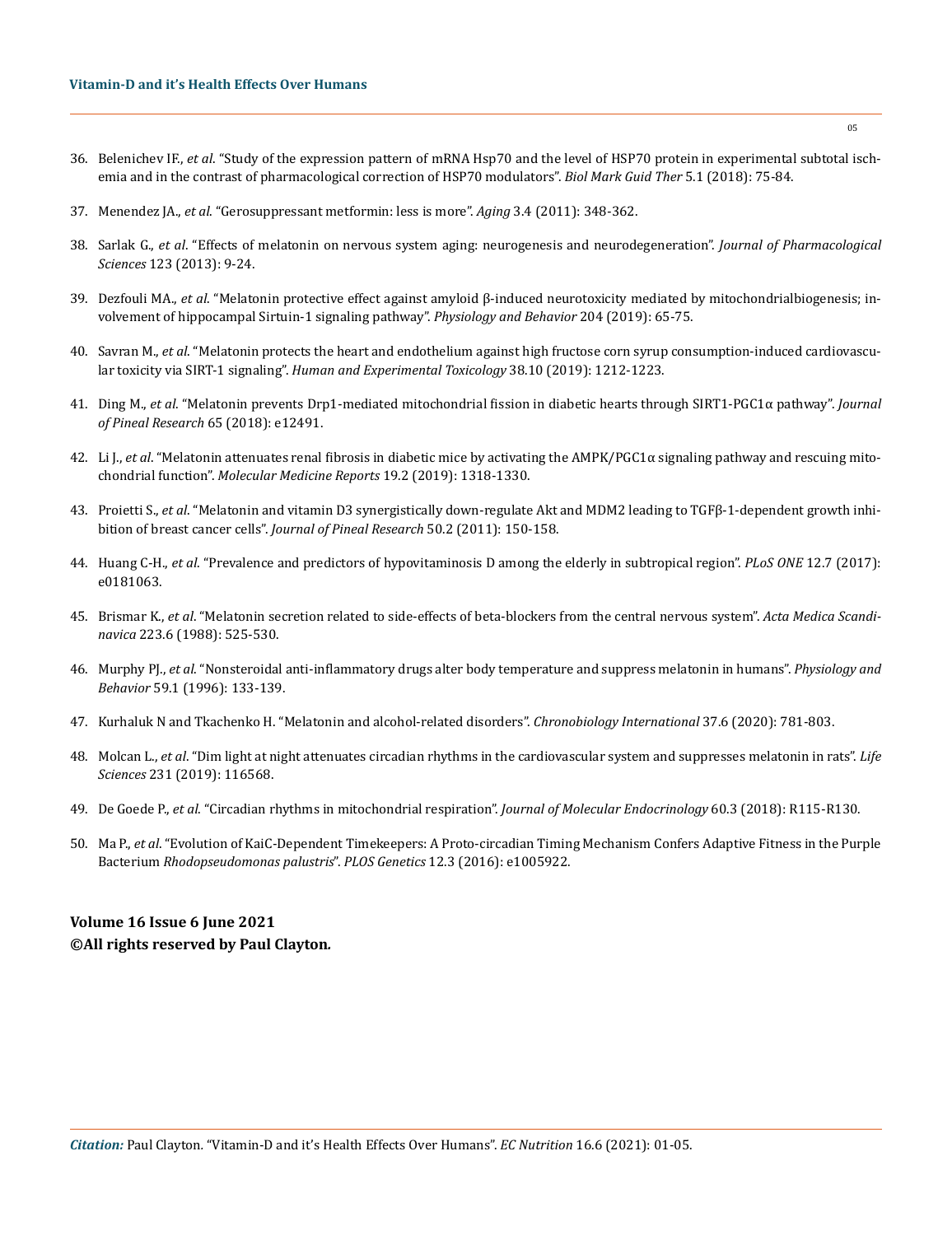36. Belenichev IF., *et al*. "Study of the expression pattern of mRNA Hsp70 and the level of HSP70 protein in experimental subtotal ischemia and in the contrast of pharmacological correction of HSP70 modulators". *Biol Mark Guid Ther* 5.1 (2018): 75-84.

37. Menendez JA., *et al*. "Gerosuppressant metformin: less is more". *Aging* 3.4 (2011): 348-362.

38. Sarlak G., *et al*. "Effects of melatonin on nervous system aging: neurogenesis and neurodegeneration". *Journal of Pharmacological Sciences* 123 (2013): 9-24.

39. Dezfouli MA., *et al*. "Melatonin protective effect against amyloid β-induced neurotoxicity mediated by mitochondrialbiogenesis; involvement of hippocampal Sirtuin-1 signaling pathway". *Physiology and Behavior* 204 (2019): 65-75.

40. Savran M., *et al*. "Melatonin protects the heart and endothelium against high fructose corn syrup consumption-induced cardiovascular toxicity via SIRT-1 signaling". *Human and Experimental Toxicology* 38.10 (2019): 1212-1223.

41. Ding M., *et al*. "Melatonin prevents Drp1-mediated mitochondrial fission in diabetic hearts through SIRT1-PGC1α pathway". *Journal of Pineal Research* 65 (2018): e12491.

42. Li J., *et al*. "Melatonin attenuates renal fibrosis in diabetic mice by activating the AMPK/PGC1α signaling pathway and rescuing mitochondrial function". *Molecular Medicine Reports* 19.2 (2019): 1318-1330.

43. Proietti S., *et al*. "Melatonin and vitamin D3 synergistically down-regulate Akt and MDM2 leading to TGFβ-1-dependent growth inhibition of breast cancer cells". *Journal of Pineal Research* 50.2 (2011): 150-158.

44. Huang C-H., *et al*. "Prevalence and predictors of hypovitaminosis D among the elderly in subtropical region". *PLoS ONE* 12.7 (2017): e0181063.

45. Brismar K., *et al*. "Melatonin secretion related to side-effects of beta-blockers from the central nervous system". *Acta Medica Scandinavica* 223.6 (1988): 525-530.

46. Murphy PJ., *et al*. "Nonsteroidal anti-inflammatory drugs alter body temperature and suppress melatonin in humans". *Physiology and Behavior* 59.1 (1996): 133-139.

47. Kurhaluk N and Tkachenko H. "Melatonin and alcohol-related disorders". *Chronobiology International* 37.6 (2020): 781-803.

48. Molcan L., *et al*. "Dim light at night attenuates circadian rhythms in the cardiovascular system and suppresses melatonin in rats". *Life Sciences* 231 (2019): 116568.

49. De Goede P., *et al*. "Circadian rhythms in mitochondrial respiration". *Journal of Molecular Endocrinology* 60.3 (2018): R115-R130.

50. Ma P., *et al*. "Evolution of KaiC-Dependent Timekeepers: A Proto-circadian Timing Mechanism Confers Adaptive Fitness in the Purple Bacterium *Rhodopseudomonas palustris*". *PLOS Genetics* 12.3 (2016): e1005922.

**Volume 16 Issue 6 June 2021**
**©All rights reserved by Paul Clayton.**